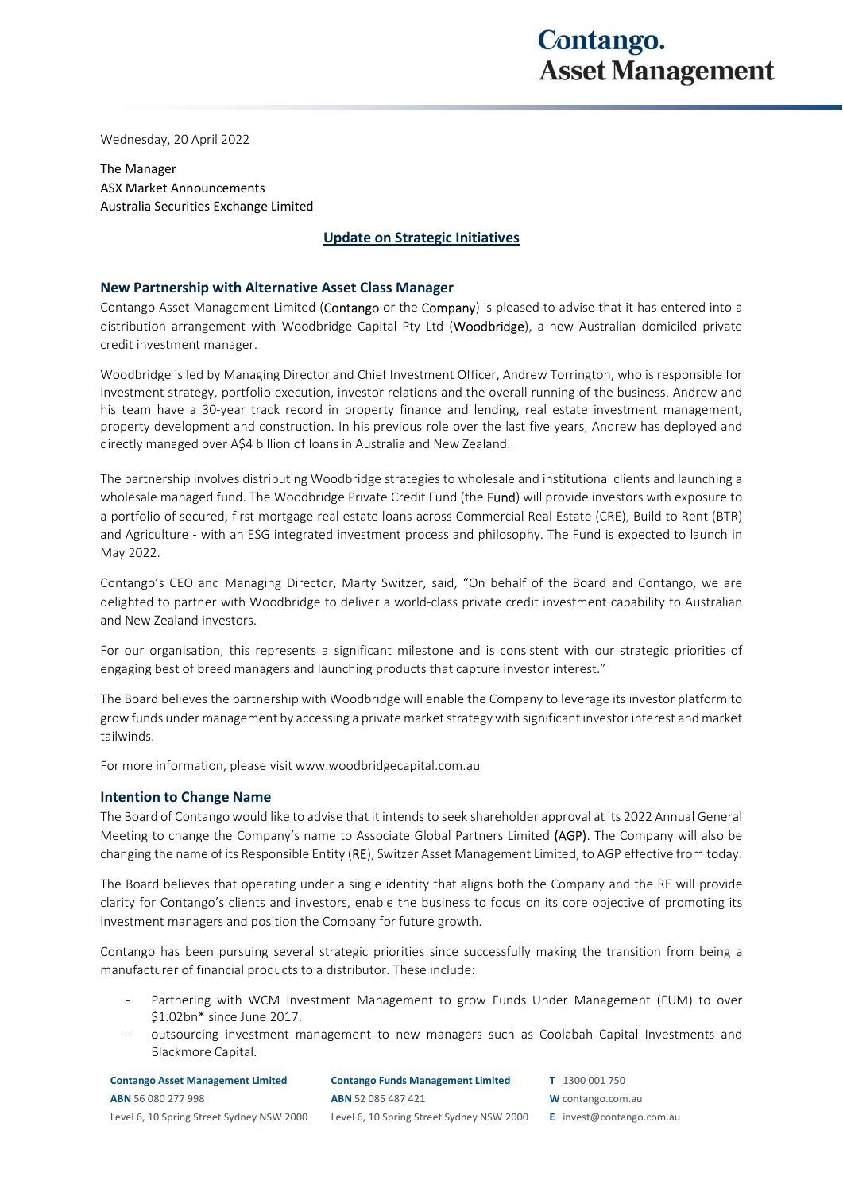Wednesday, 20 April 2022

The Manager
ASX Market Announcements
Australia Securities Exchange Limited

## Update on Strategic Initiatives

### New Partnership with Alternative Asset Class Manager

Contango Asset Management Limited (**Contango** or the **Company**) is pleased to advise that it has entered into a distribution arrangement with Woodbridge Capital Pty Ltd (**Woodbridge**), a new Australian domiciled private credit investment manager.

Woodbridge is led by Managing Director and Chief Investment Officer, Andrew Torrington, who is responsible for investment strategy, portfolio execution, investor relations and the overall running of the business. Andrew and his team have a 30-year track record in property finance and lending, real estate investment management, property development and construction. In his previous role over the last five years, Andrew has deployed and directly managed over A$4 billion of loans in Australia and New Zealand.

The partnership involves distributing Woodbridge strategies to wholesale and institutional clients and launching a wholesale managed fund. The Woodbridge Private Credit Fund (the **Fund**) will provide investors with exposure to a portfolio of secured, first mortgage real estate loans across Commercial Real Estate (CRE), Build to Rent (BTR) and Agriculture - with an ESG integrated investment process and philosophy. The Fund is expected to launch in May 2022.

Contango's CEO and Managing Director, Marty Switzer, said, "On behalf of the Board and Contango, we are delighted to partner with Woodbridge to deliver a world-class private credit investment capability to Australian and New Zealand investors.

For our organisation, this represents a significant milestone and is consistent with our strategic priorities of engaging best of breed managers and launching products that capture investor interest."

The Board believes the partnership with Woodbridge will enable the Company to leverage its investor platform to grow funds under management by accessing a private market strategy with significant investor interest and market tailwinds.

For more information, please visit www.woodbridgecapital.com.au

### Intention to Change Name

The Board of Contango would like to advise that it intends to seek shareholder approval at its 2022 Annual General Meeting to change the Company's name to Associate Global Partners Limited (**AGP**). The Company will also be changing the name of its Responsible Entity (**RE**), Switzer Asset Management Limited, to AGP effective from today.

The Board believes that operating under a single identity that aligns both the Company and the RE will provide clarity for Contango's clients and investors, enable the business to focus on its core objective of promoting its investment managers and position the Company for future growth.

Contango has been pursuing several strategic priorities since successfully making the transition from being a manufacturer of financial products to a distributor. These include:

- Partnering with WCM Investment Management to grow Funds Under Management (FUM) to over $1.02bn* since June 2017.
- outsourcing investment management to new managers such as Coolabah Capital Investments and Blackmore Capital.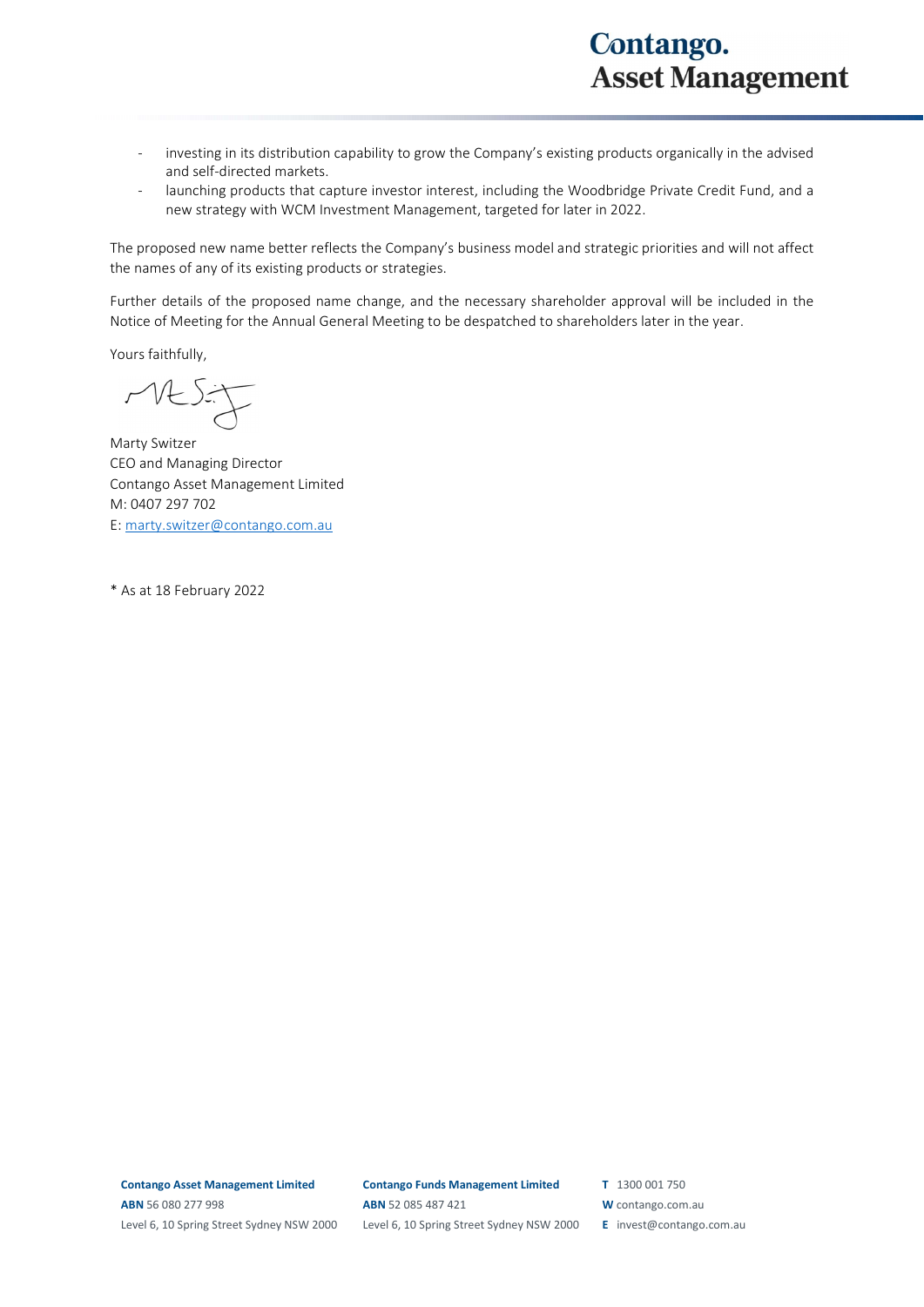- investing in its distribution capability to grow the Company's existing products organically in the advised and self-directed markets.
- launching products that capture investor interest, including the Woodbridge Private Credit Fund, and a new strategy with WCM Investment Management, targeted for later in 2022.

The proposed new name better reflects the Company's business model and strategic priorities and will not affect the names of any of its existing products or strategies.

Further details of the proposed name change, and the necessary shareholder approval will be included in the Notice of Meeting for the Annual General Meeting to be despatched to shareholders later in the year.

Yours faithfully,

Marty Switzer
CEO and Managing Director
Contango Asset Management Limited
M: 0407 297 702
E: marty.switzer@contango.com.au

* As at 18 February 2022